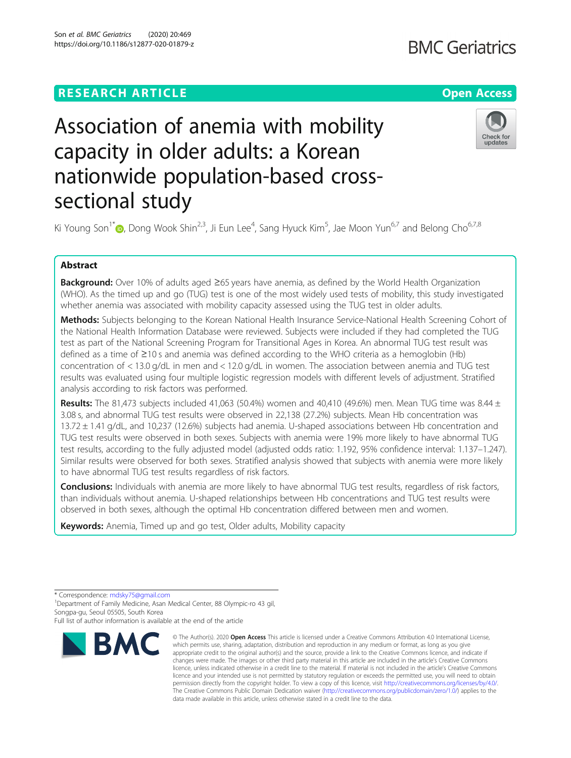RESEARCH ARTICLE

Open Access

# Association of anemia with mobility capacity in older adults: a Korean nationwide population-based cross-sectional study

Ki Young Son[1*], Dong Wook Shin[2,3], Ji Eun Lee[4], Sang Hyuck Kim[5], Jae Moon Yun[6,7] and Belong Cho[6,7,8]

## Abstract

**Background:** Over 10% of adults aged ≥65 years have anemia, as defined by the World Health Organization (WHO). As the timed up and go (TUG) test is one of the most widely used tests of mobility, this study investigated whether anemia was associated with mobility capacity assessed using the TUG test in older adults.

**Methods:** Subjects belonging to the Korean National Health Insurance Service-National Health Screening Cohort of the National Health Information Database were reviewed. Subjects were included if they had completed the TUG test as part of the National Screening Program for Transitional Ages in Korea. An abnormal TUG test result was defined as a time of ≥10 s and anemia was defined according to the WHO criteria as a hemoglobin (Hb) concentration of < 13.0 g/dL in men and < 12.0 g/dL in women. The association between anemia and TUG test results was evaluated using four multiple logistic regression models with different levels of adjustment. Stratified analysis according to risk factors was performed.

**Results:** The 81,473 subjects included 41,063 (50.4%) women and 40,410 (49.6%) men. Mean TUG time was 8.44 ± 3.08 s, and abnormal TUG test results were observed in 22,138 (27.2%) subjects. Mean Hb concentration was 13.72 ± 1.41 g/dL, and 10,237 (12.6%) subjects had anemia. U-shaped associations between Hb concentration and TUG test results were observed in both sexes. Subjects with anemia were 19% more likely to have abnormal TUG test results, according to the fully adjusted model (adjusted odds ratio: 1.192, 95% confidence interval: 1.137–1.247). Similar results were observed for both sexes. Stratified analysis showed that subjects with anemia were more likely to have abnormal TUG test results regardless of risk factors.

**Conclusions:** Individuals with anemia are more likely to have abnormal TUG test results, regardless of risk factors, than individuals without anemia. U-shaped relationships between Hb concentrations and TUG test results were observed in both sexes, although the optimal Hb concentration differed between men and women.

**Keywords:** Anemia, Timed up and go test, Older adults, Mobility capacity

\* Correspondence: mdsky75@gmail.com
[1]Department of Family Medicine, Asan Medical Center, 88 Olympic-ro 43 gil, Songpa-gu, Seoul 05505, South Korea
Full list of author information is available at the end of the article

© The Author(s). 2020 **Open Access** This article is licensed under a Creative Commons Attribution 4.0 International License, which permits use, sharing, adaptation, distribution and reproduction in any medium or format, as long as you give appropriate credit to the original author(s) and the source, provide a link to the Creative Commons licence, and indicate if changes were made. The images or other third party material in this article are included in the article's Creative Commons licence, unless indicated otherwise in a credit line to the material. If material is not included in the article's Creative Commons licence and your intended use is not permitted by statutory regulation or exceeds the permitted use, you will need to obtain permission directly from the copyright holder. To view a copy of this licence, visit http://creativecommons.org/licenses/by/4.0/. The Creative Commons Public Domain Dedication waiver (http://creativecommons.org/publicdomain/zero/1.0/) applies to the data made available in this article, unless otherwise stated in a credit line to the data.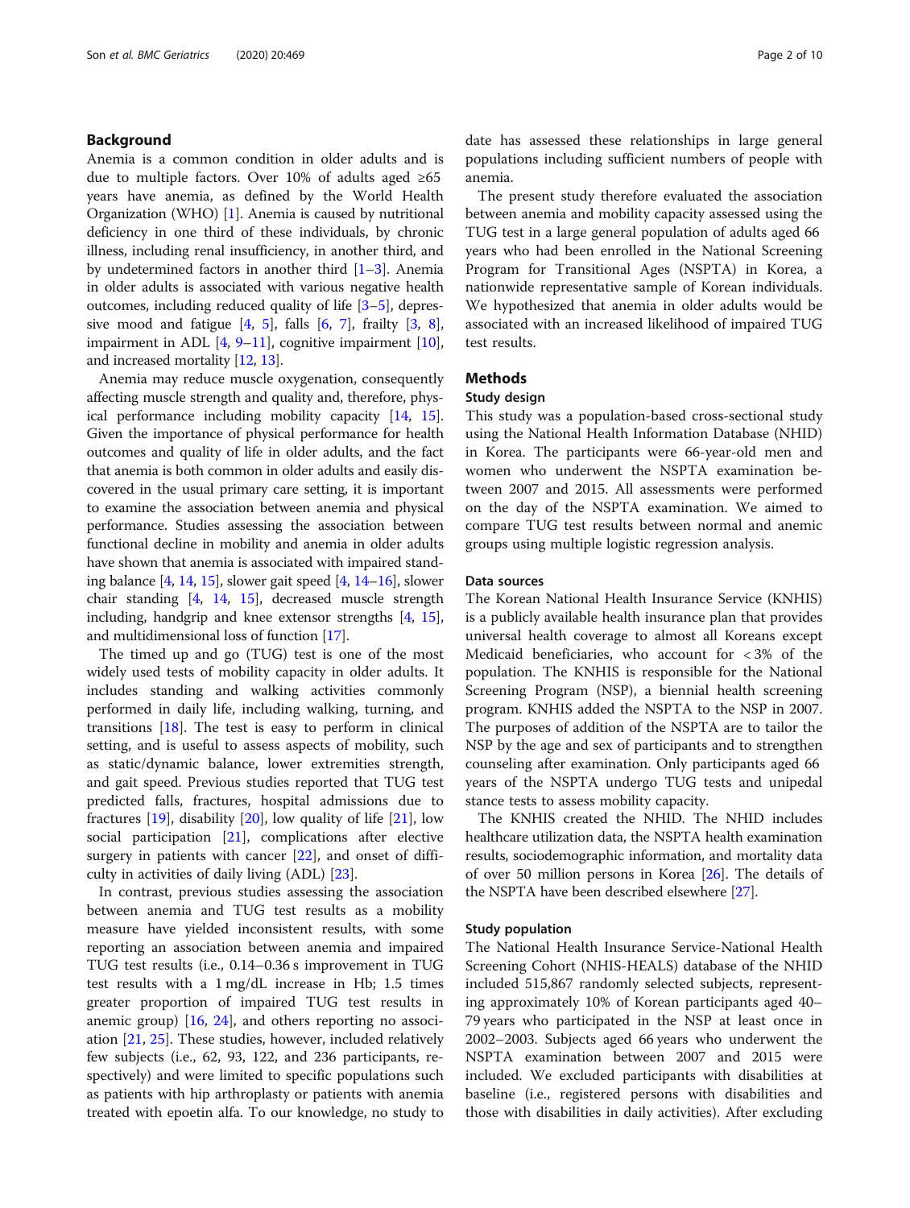## Background

Anemia is a common condition in older adults and is due to multiple factors. Over 10% of adults aged ≥65 years have anemia, as defined by the World Health Organization (WHO) [1]. Anemia is caused by nutritional deficiency in one third of these individuals, by chronic illness, including renal insufficiency, in another third, and by undetermined factors in another third [1–3]. Anemia in older adults is associated with various negative health outcomes, including reduced quality of life [3–5], depressive mood and fatigue [4, 5], falls [6, 7], frailty [3, 8], impairment in ADL [4, 9–11], cognitive impairment [10], and increased mortality [12, 13].

Anemia may reduce muscle oxygenation, consequently affecting muscle strength and quality and, therefore, physical performance including mobility capacity [14, 15]. Given the importance of physical performance for health outcomes and quality of life in older adults, and the fact that anemia is both common in older adults and easily discovered in the usual primary care setting, it is important to examine the association between anemia and physical performance. Studies assessing the association between functional decline in mobility and anemia in older adults have shown that anemia is associated with impaired standing balance [4, 14, 15], slower gait speed [4, 14–16], slower chair standing [4, 14, 15], decreased muscle strength including, handgrip and knee extensor strengths [4, 15], and multidimensional loss of function [17].

The timed up and go (TUG) test is one of the most widely used tests of mobility capacity in older adults. It includes standing and walking activities commonly performed in daily life, including walking, turning, and transitions [18]. The test is easy to perform in clinical setting, and is useful to assess aspects of mobility, such as static/dynamic balance, lower extremities strength, and gait speed. Previous studies reported that TUG test predicted falls, fractures, hospital admissions due to fractures [19], disability [20], low quality of life [21], low social participation [21], complications after elective surgery in patients with cancer [22], and onset of difficulty in activities of daily living (ADL) [23].

In contrast, previous studies assessing the association between anemia and TUG test results as a mobility measure have yielded inconsistent results, with some reporting an association between anemia and impaired TUG test results (i.e., 0.14–0.36 s improvement in TUG test results with a 1 mg/dL increase in Hb; 1.5 times greater proportion of impaired TUG test results in anemic group) [16, 24], and others reporting no association [21, 25]. These studies, however, included relatively few subjects (i.e., 62, 93, 122, and 236 participants, respectively) and were limited to specific populations such as patients with hip arthroplasty or patients with anemia treated with epoetin alfa. To our knowledge, no study to date has assessed these relationships in large general populations including sufficient numbers of people with anemia.

The present study therefore evaluated the association between anemia and mobility capacity assessed using the TUG test in a large general population of adults aged 66 years who had been enrolled in the National Screening Program for Transitional Ages (NSPTA) in Korea, a nationwide representative sample of Korean individuals. We hypothesized that anemia in older adults would be associated with an increased likelihood of impaired TUG test results.

## Methods

### Study design

This study was a population-based cross-sectional study using the National Health Information Database (NHID) in Korea. The participants were 66-year-old men and women who underwent the NSPTA examination between 2007 and 2015. All assessments were performed on the day of the NSPTA examination. We aimed to compare TUG test results between normal and anemic groups using multiple logistic regression analysis.

### Data sources

The Korean National Health Insurance Service (KNHIS) is a publicly available health insurance plan that provides universal health coverage to almost all Koreans except Medicaid beneficiaries, who account for < 3% of the population. The KNHIS is responsible for the National Screening Program (NSP), a biennial health screening program. KNHIS added the NSPTA to the NSP in 2007. The purposes of addition of the NSPTA are to tailor the NSP by the age and sex of participants and to strengthen counseling after examination. Only participants aged 66 years of the NSPTA undergo TUG tests and unipedal stance tests to assess mobility capacity.

The KNHIS created the NHID. The NHID includes healthcare utilization data, the NSPTA health examination results, sociodemographic information, and mortality data of over 50 million persons in Korea [26]. The details of the NSPTA have been described elsewhere [27].

### Study population

The National Health Insurance Service-National Health Screening Cohort (NHIS-HEALS) database of the NHID included 515,867 randomly selected subjects, representing approximately 10% of Korean participants aged 40–79 years who participated in the NSP at least once in 2002–2003. Subjects aged 66 years who underwent the NSPTA examination between 2007 and 2015 were included. We excluded participants with disabilities at baseline (i.e., registered persons with disabilities and those with disabilities in daily activities). After excluding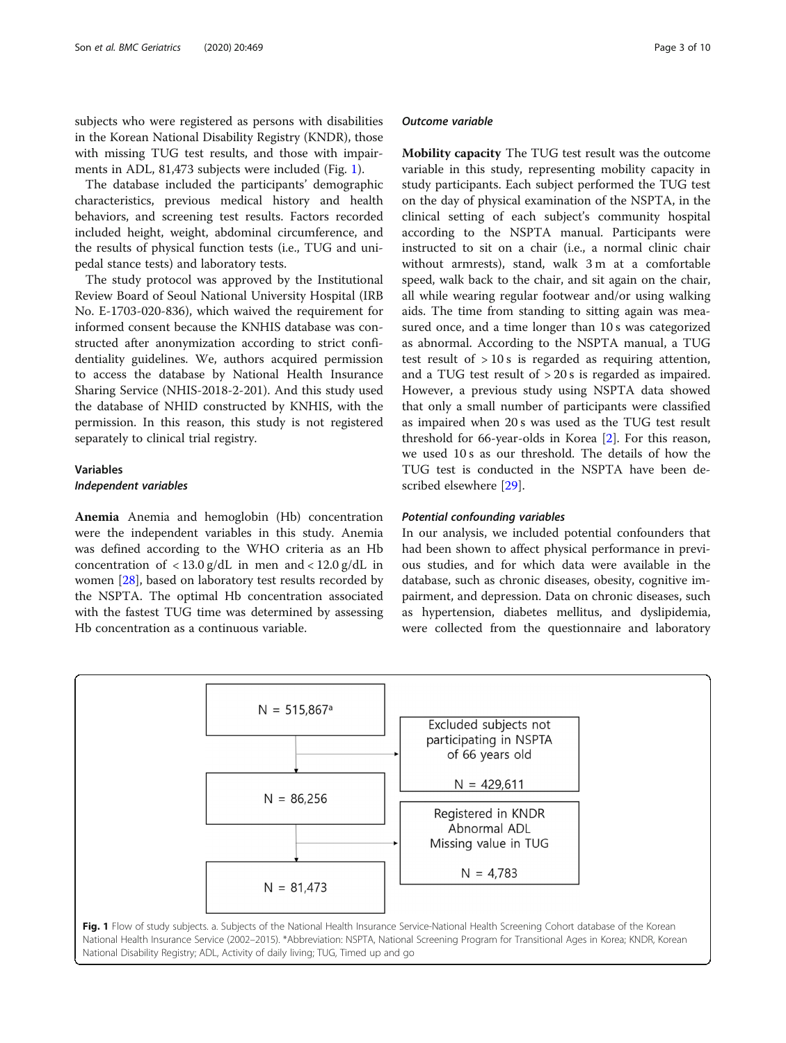subjects who were registered as persons with disabilities in the Korean National Disability Registry (KNDR), those with missing TUG test results, and those with impairments in ADL, 81,473 subjects were included (Fig. 1).

The database included the participants' demographic characteristics, previous medical history and health behaviors, and screening test results. Factors recorded included height, weight, abdominal circumference, and the results of physical function tests (i.e., TUG and unipedal stance tests) and laboratory tests.

The study protocol was approved by the Institutional Review Board of Seoul National University Hospital (IRB No. E-1703-020-836), which waived the requirement for informed consent because the KNHIS database was constructed after anonymization according to strict confidentiality guidelines. We, authors acquired permission to access the database by National Health Insurance Sharing Service (NHIS-2018-2-201). And this study used the database of NHID constructed by KNHIS, with the permission. In this reason, this study is not registered separately to clinical trial registry.

## Variables

### *Independent variables*

**Anemia** Anemia and hemoglobin (Hb) concentration were the independent variables in this study. Anemia was defined according to the WHO criteria as an Hb concentration of < 13.0 g/dL in men and < 12.0 g/dL in women [28], based on laboratory test results recorded by the NSPTA. The optimal Hb concentration associated with the fastest TUG time was determined by assessing Hb concentration as a continuous variable.

### *Outcome variable*

**Mobility capacity** The TUG test result was the outcome variable in this study, representing mobility capacity in study participants. Each subject performed the TUG test on the day of physical examination of the NSPTA, in the clinical setting of each subject's community hospital according to the NSPTA manual. Participants were instructed to sit on a chair (i.e., a normal clinic chair without armrests), stand, walk 3 m at a comfortable speed, walk back to the chair, and sit again on the chair, all while wearing regular footwear and/or using walking aids. The time from standing to sitting again was measured once, and a time longer than 10 s was categorized as abnormal. According to the NSPTA manual, a TUG test result of > 10 s is regarded as requiring attention, and a TUG test result of > 20 s is regarded as impaired. However, a previous study using NSPTA data showed that only a small number of participants were classified as impaired when 20 s was used as the TUG test result threshold for 66-year-olds in Korea [2]. For this reason, we used 10 s as our threshold. The details of how the TUG test is conducted in the NSPTA have been described elsewhere [29].

### *Potential confounding variables*

In our analysis, we included potential confounders that had been shown to affect physical performance in previous studies, and for which data were available in the database, such as chronic diseases, obesity, cognitive impairment, and depression. Data on chronic diseases, such as hypertension, diabetes mellitus, and dyslipidemia, were collected from the questionnaire and laboratory

N = 515,867[a] → Excluded subjects not participating in NSPTA of 66 years old (N = 429,611) → N = 86,256 → Registered in KNDR, Abnormal ADL, Missing value in TUG (N = 4,783) → N = 81,473

**Fig. 1** Flow of study subjects. a. Subjects of the National Health Insurance Service-National Health Screening Cohort database of the Korean National Health Insurance Service (2002–2015). *Abbreviation: NSPTA, National Screening Program for Transitional Ages in Korea; KNDR, Korean National Disability Registry; ADL, Activity of daily living; TUG, Timed up and go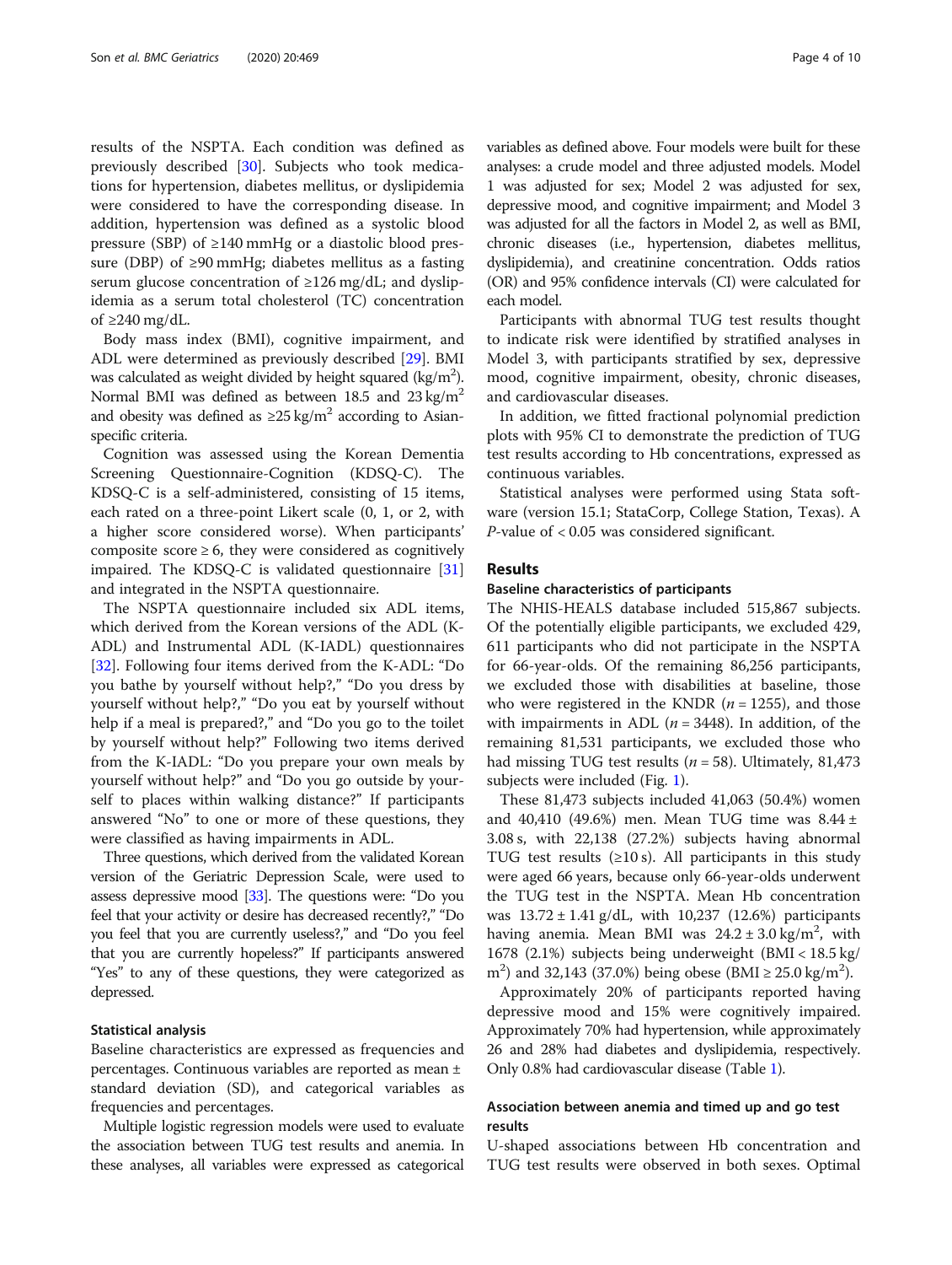results of the NSPTA. Each condition was defined as previously described [30]. Subjects who took medications for hypertension, diabetes mellitus, or dyslipidemia were considered to have the corresponding disease. In addition, hypertension was defined as a systolic blood pressure (SBP) of ≥140 mmHg or a diastolic blood pressure (DBP) of ≥90 mmHg; diabetes mellitus as a fasting serum glucose concentration of ≥126 mg/dL; and dyslipidemia as a serum total cholesterol (TC) concentration of ≥240 mg/dL.

Body mass index (BMI), cognitive impairment, and ADL were determined as previously described [29]. BMI was calculated as weight divided by height squared (kg/m$^2$). Normal BMI was defined as between 18.5 and 23 kg/m$^2$ and obesity was defined as ≥25 kg/m$^2$ according to Asian-specific criteria.

Cognition was assessed using the Korean Dementia Screening Questionnaire-Cognition (KDSQ-C). The KDSQ-C is a self-administered, consisting of 15 items, each rated on a three-point Likert scale (0, 1, or 2, with a higher score considered worse). When participants' composite score ≥ 6, they were considered as cognitively impaired. The KDSQ-C is validated questionnaire [31] and integrated in the NSPTA questionnaire.

The NSPTA questionnaire included six ADL items, which derived from the Korean versions of the ADL (K-ADL) and Instrumental ADL (K-IADL) questionnaires [32]. Following four items derived from the K-ADL: "Do you bathe by yourself without help?," "Do you dress by yourself without help?," "Do you eat by yourself without help if a meal is prepared?," and "Do you go to the toilet by yourself without help?" Following two items derived from the K-IADL: "Do you prepare your own meals by yourself without help?" and "Do you go outside by yourself to places within walking distance?" If participants answered "No" to one or more of these questions, they were classified as having impairments in ADL.

Three questions, which derived from the validated Korean version of the Geriatric Depression Scale, were used to assess depressive mood [33]. The questions were: "Do you feel that your activity or desire has decreased recently?," "Do you feel that you are currently useless?," and "Do you feel that you are currently hopeless?" If participants answered "Yes" to any of these questions, they were categorized as depressed.

### Statistical analysis

Baseline characteristics are expressed as frequencies and percentages. Continuous variables are reported as mean ± standard deviation (SD), and categorical variables as frequencies and percentages.

Multiple logistic regression models were used to evaluate the association between TUG test results and anemia. In these analyses, all variables were expressed as categorical variables as defined above. Four models were built for these analyses: a crude model and three adjusted models. Model 1 was adjusted for sex; Model 2 was adjusted for sex, depressive mood, and cognitive impairment; and Model 3 was adjusted for all the factors in Model 2, as well as BMI, chronic diseases (i.e., hypertension, diabetes mellitus, dyslipidemia), and creatinine concentration. Odds ratios (OR) and 95% confidence intervals (CI) were calculated for each model.

Participants with abnormal TUG test results thought to indicate risk were identified by stratified analyses in Model 3, with participants stratified by sex, depressive mood, cognitive impairment, obesity, chronic diseases, and cardiovascular diseases.

In addition, we fitted fractional polynomial prediction plots with 95% CI to demonstrate the prediction of TUG test results according to Hb concentrations, expressed as continuous variables.

Statistical analyses were performed using Stata software (version 15.1; StataCorp, College Station, Texas). A $P$-value of < 0.05 was considered significant.

## Results

### Baseline characteristics of participants

The NHIS-HEALS database included 515,867 subjects. Of the potentially eligible participants, we excluded 429,611 participants who did not participate in the NSPTA for 66-year-olds. Of the remaining 86,256 participants, we excluded those with disabilities at baseline, those who were registered in the KNDR ($n$ = 1255), and those with impairments in ADL ($n$ = 3448). In addition, of the remaining 81,531 participants, we excluded those who had missing TUG test results ($n$ = 58). Ultimately, 81,473 subjects were included (Fig. 1).

These 81,473 subjects included 41,063 (50.4%) women and 40,410 (49.6%) men. Mean TUG time was 8.44 ± 3.08 s, with 22,138 (27.2%) subjects having abnormal TUG test results (≥10 s). All participants in this study were aged 66 years, because only 66-year-olds underwent the TUG test in the NSPTA. Mean Hb concentration was 13.72 ± 1.41 g/dL, with 10,237 (12.6%) participants having anemia. Mean BMI was 24.2 ± 3.0 kg/m$^2$, with 1678 (2.1%) subjects being underweight (BMI < 18.5 kg/m$^2$) and 32,143 (37.0%) being obese (BMI ≥ 25.0 kg/m$^2$).

Approximately 20% of participants reported having depressive mood and 15% were cognitively impaired. Approximately 70% had hypertension, while approximately 26 and 28% had diabetes and dyslipidemia, respectively. Only 0.8% had cardiovascular disease (Table 1).

### Association between anemia and timed up and go test results

U-shaped associations between Hb concentration and TUG test results were observed in both sexes. Optimal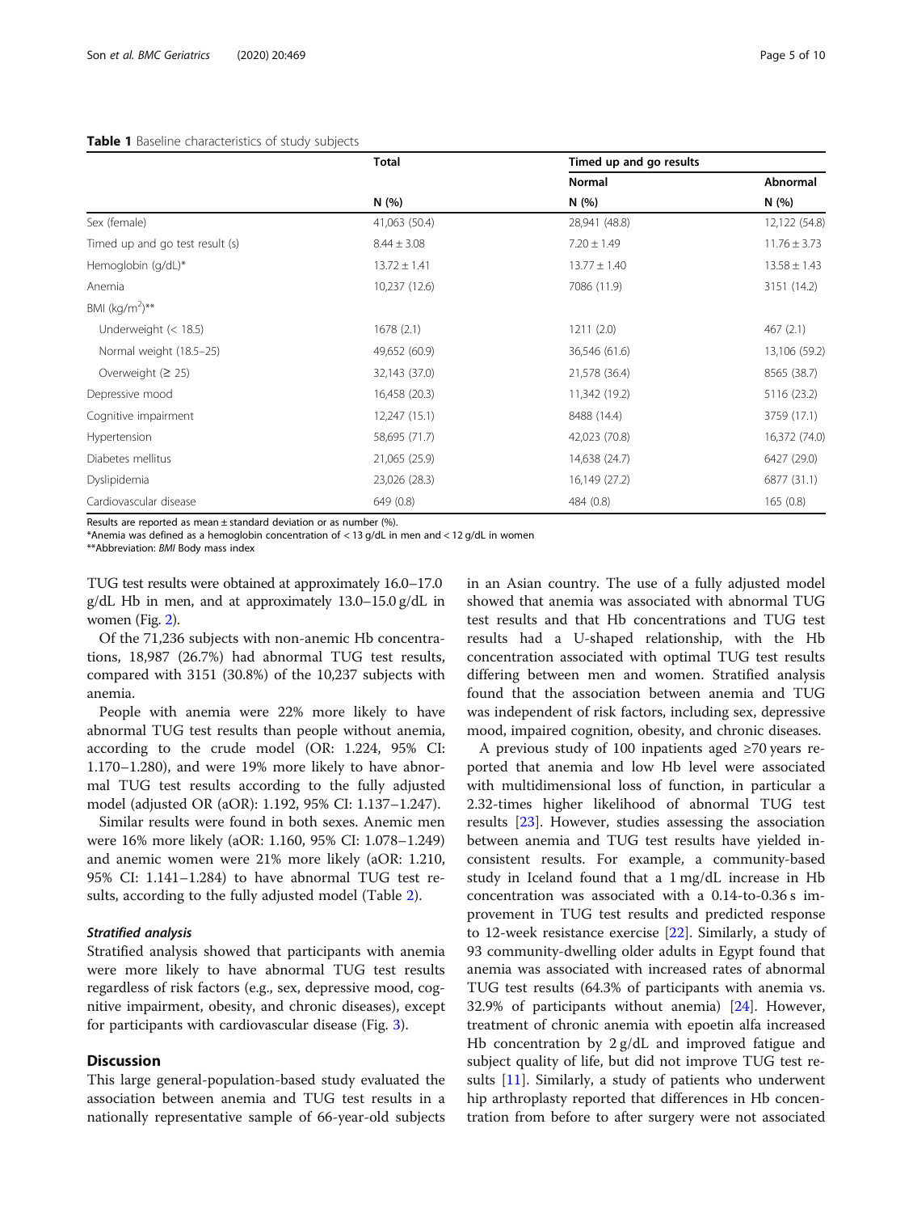**Table 1** Baseline characteristics of study subjects

| | Total | Timed up and go results | |
|---|---|---|---|
| | | Normal | Abnormal |
| | N (%) | N (%) | N (%) |
| Sex (female) | 41,063 (50.4) | 28,941 (48.8) | 12,122 (54.8) |
| Timed up and go test result (s) | 8.44 ± 3.08 | 7.20 ± 1.49 | 11.76 ± 3.73 |
| Hemoglobin (g/dL)* | 13.72 ± 1.41 | 13.77 ± 1.40 | 13.58 ± 1.43 |
| Anemia | 10,237 (12.6) | 7086 (11.9) | 3151 (14.2) |
| BMI (kg/m$^2$)** | | | |
| Underweight (< 18.5) | 1678 (2.1) | 1211 (2.0) | 467 (2.1) |
| Normal weight (18.5–25) | 49,652 (60.9) | 36,546 (61.6) | 13,106 (59.2) |
| Overweight (≥ 25) | 32,143 (37.0) | 21,578 (36.4) | 8565 (38.7) |
| Depressive mood | 16,458 (20.3) | 11,342 (19.2) | 5116 (23.2) |
| Cognitive impairment | 12,247 (15.1) | 8488 (14.4) | 3759 (17.1) |
| Hypertension | 58,695 (71.7) | 42,023 (70.8) | 16,372 (74.0) |
| Diabetes mellitus | 21,065 (25.9) | 14,638 (24.7) | 6427 (29.0) |
| Dyslipidemia | 23,026 (28.3) | 16,149 (27.2) | 6877 (31.1) |
| Cardiovascular disease | 649 (0.8) | 484 (0.8) | 165 (0.8) |

Results are reported as mean ± standard deviation or as number (%).
*Anemia was defined as a hemoglobin concentration of < 13 g/dL in men and < 12 g/dL in women
**Abbreviation: *BMI* Body mass index

TUG test results were obtained at approximately 16.0–17.0 g/dL Hb in men, and at approximately 13.0–15.0 g/dL in women (Fig. 2).

Of the 71,236 subjects with non-anemic Hb concentrations, 18,987 (26.7%) had abnormal TUG test results, compared with 3151 (30.8%) of the 10,237 subjects with anemia.

People with anemia were 22% more likely to have abnormal TUG test results than people without anemia, according to the crude model (OR: 1.224, 95% CI: 1.170–1.280), and were 19% more likely to have abnormal TUG test results according to the fully adjusted model (adjusted OR (aOR): 1.192, 95% CI: 1.137–1.247).

Similar results were found in both sexes. Anemic men were 16% more likely (aOR: 1.160, 95% CI: 1.078–1.249) and anemic women were 21% more likely (aOR: 1.210, 95% CI: 1.141–1.284) to have abnormal TUG test results, according to the fully adjusted model (Table 2).

### *Stratified analysis*

Stratified analysis showed that participants with anemia were more likely to have abnormal TUG test results regardless of risk factors (e.g., sex, depressive mood, cognitive impairment, obesity, and chronic diseases), except for participants with cardiovascular disease (Fig. 3).

## Discussion

This large general-population-based study evaluated the association between anemia and TUG test results in a nationally representative sample of 66-year-old subjects in an Asian country. The use of a fully adjusted model showed that anemia was associated with abnormal TUG test results and that Hb concentrations and TUG test results had a U-shaped relationship, with the Hb concentration associated with optimal TUG test results differing between men and women. Stratified analysis found that the association between anemia and TUG was independent of risk factors, including sex, depressive mood, impaired cognition, obesity, and chronic diseases.

A previous study of 100 inpatients aged ≥70 years reported that anemia and low Hb level were associated with multidimensional loss of function, in particular a 2.32-times higher likelihood of abnormal TUG test results [23]. However, studies assessing the association between anemia and TUG test results have yielded inconsistent results. For example, a community-based study in Iceland found that a 1 mg/dL increase in Hb concentration was associated with a 0.14-to-0.36 s improvement in TUG test results and predicted response to 12-week resistance exercise [22]. Similarly, a study of 93 community-dwelling older adults in Egypt found that anemia was associated with increased rates of abnormal TUG test results (64.3% of participants with anemia vs. 32.9% of participants without anemia) [24]. However, treatment of chronic anemia with epoetin alfa increased Hb concentration by 2 g/dL and improved fatigue and subject quality of life, but did not improve TUG test results [11]. Similarly, a study of patients who underwent hip arthroplasty reported that differences in Hb concentration from before to after surgery were not associated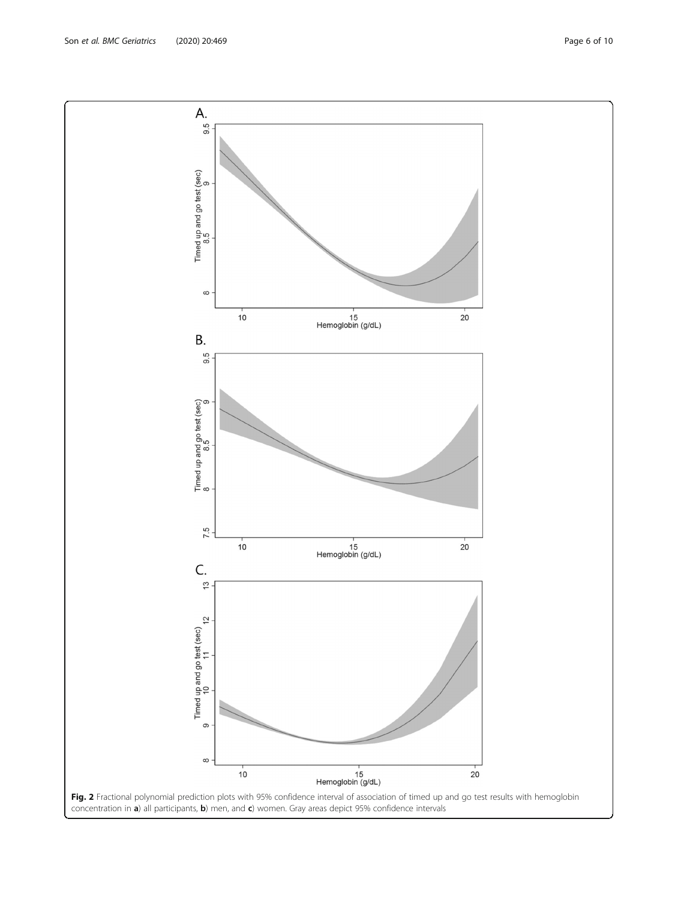**Fig. 2** Fractional polynomial prediction plots with 95% confidence interval of association of timed up and go test results with hemoglobin concentration in **a**) all participants, **b**) men, and **c**) women. Gray areas depict 95% confidence intervals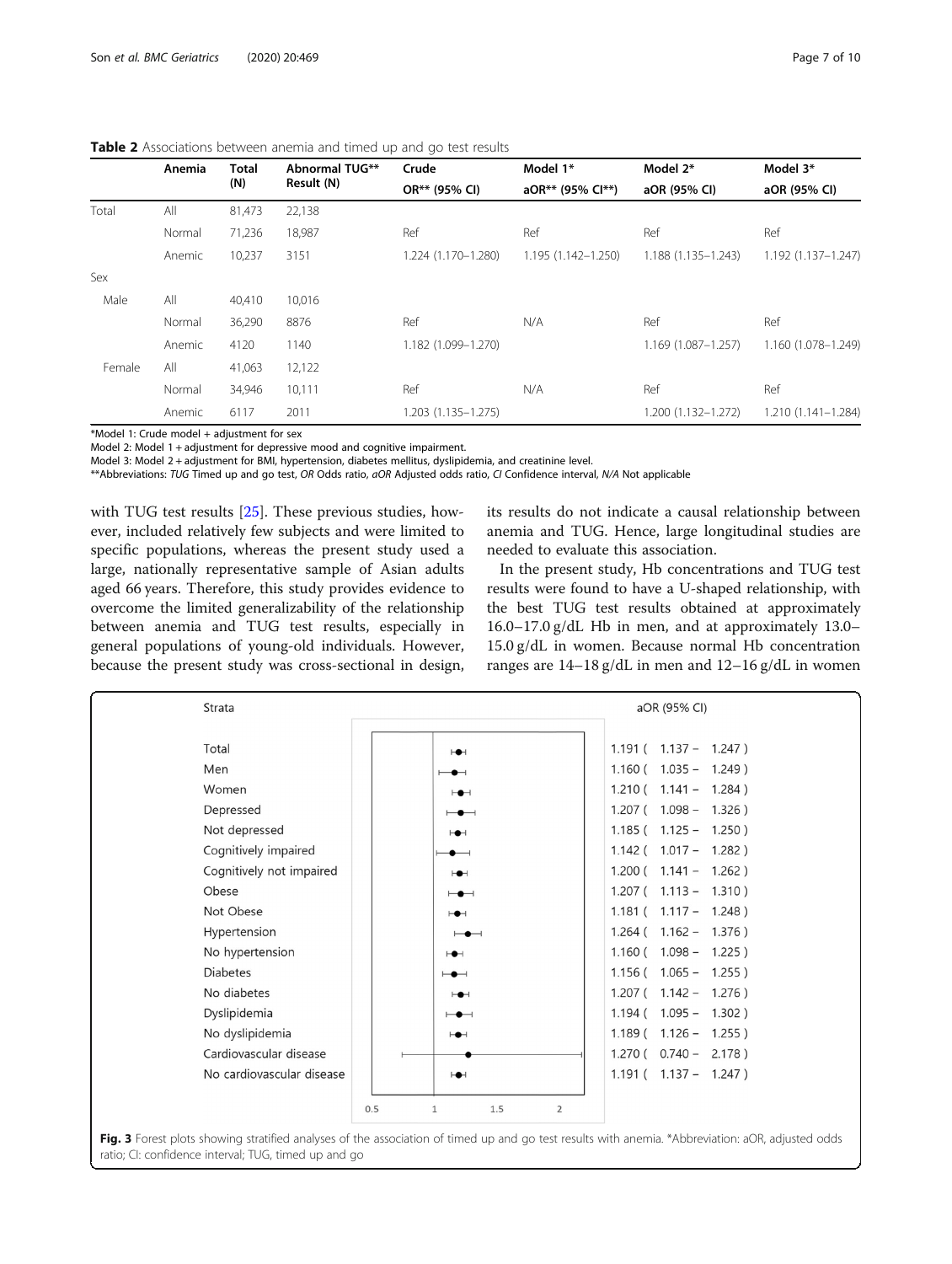**Table 2** Associations between anemia and timed up and go test results

| | Anemia | Total (N) | Abnormal TUG** Result (N) | Crude OR** (95% CI) | Model 1* aOR** (95% CI**) | Model 2* aOR (95% CI) | Model 3* aOR (95% CI) |
|---|---|---|---|---|---|---|---|
| Total | All | 81,473 | 22,138 | | | | |
| | Normal | 71,236 | 18,987 | Ref | Ref | Ref | Ref |
| | Anemic | 10,237 | 3151 | 1.224 (1.170–1.280) | 1.195 (1.142–1.250) | 1.188 (1.135–1.243) | 1.192 (1.137–1.247) |
| Sex | | | | | | | |
| Male | All | 40,410 | 10,016 | | | | |
| | Normal | 36,290 | 8876 | Ref | N/A | Ref | Ref |
| | Anemic | 4120 | 1140 | 1.182 (1.099–1.270) | | 1.169 (1.087–1.257) | 1.160 (1.078–1.249) |
| Female | All | 41,063 | 12,122 | | | | |
| | Normal | 34,946 | 10,111 | Ref | N/A | Ref | Ref |
| | Anemic | 6117 | 2011 | 1.203 (1.135–1.275) | | 1.200 (1.132–1.272) | 1.210 (1.141–1.284) |

*Model 1: Crude model + adjustment for sex
Model 2: Model 1 + adjustment for depressive mood and cognitive impairment.
Model 3: Model 2 + adjustment for BMI, hypertension, diabetes mellitus, dyslipidemia, and creatinine level.
**Abbreviations: *TUG* Timed up and go test, *OR* Odds ratio, *aOR* Adjusted odds ratio, *CI* Confidence interval, *N/A* Not applicable

with TUG test results [25]. These previous studies, however, included relatively few subjects and were limited to specific populations, whereas the present study used a large, nationally representative sample of Asian adults aged 66 years. Therefore, this study provides evidence to overcome the limited generalizability of the relationship between anemia and TUG test results, especially in general populations of young-old individuals. However, because the present study was cross-sectional in design, its results do not indicate a causal relationship between anemia and TUG. Hence, large longitudinal studies are needed to evaluate this association.

In the present study, Hb concentrations and TUG test results were found to have a U-shaped relationship, with the best TUG test results obtained at approximately 16.0–17.0 g/dL Hb in men, and at approximately 13.0–15.0 g/dL in women. Because normal Hb concentration ranges are 14–18 g/dL in men and 12–16 g/dL in women

| Strata | aOR (95% CI) |
|---|---|
| Total | 1.191 ( 1.137 – 1.247 ) |
| Men | 1.160 ( 1.035 – 1.249 ) |
| Women | 1.210 ( 1.141 – 1.284 ) |
| Depressed | 1.207 ( 1.098 – 1.326 ) |
| Not depressed | 1.185 ( 1.125 – 1.250 ) |
| Cognitively impaired | 1.142 ( 1.017 – 1.282 ) |
| Cognitively not impaired | 1.200 ( 1.141 – 1.262 ) |
| Obese | 1.207 ( 1.113 – 1.310 ) |
| Not Obese | 1.181 ( 1.117 – 1.248 ) |
| Hypertension | 1.264 ( 1.162 – 1.376 ) |
| No hypertension | 1.160 ( 1.098 – 1.225 ) |
| Diabetes | 1.156 ( 1.065 – 1.255 ) |
| No diabetes | 1.207 ( 1.142 – 1.276 ) |
| Dyslipidemia | 1.194 ( 1.095 – 1.302 ) |
| No dyslipidemia | 1.189 ( 1.126 – 1.255 ) |
| Cardiovascular disease | 1.270 ( 0.740 – 2.178 ) |
| No cardiovascular disease | 1.191 ( 1.137 – 1.247 ) |

**Fig. 3** Forest plots showing stratified analyses of the association of timed up and go test results with anemia. *Abbreviation: aOR, adjusted odds ratio; CI: confidence interval; TUG, timed up and go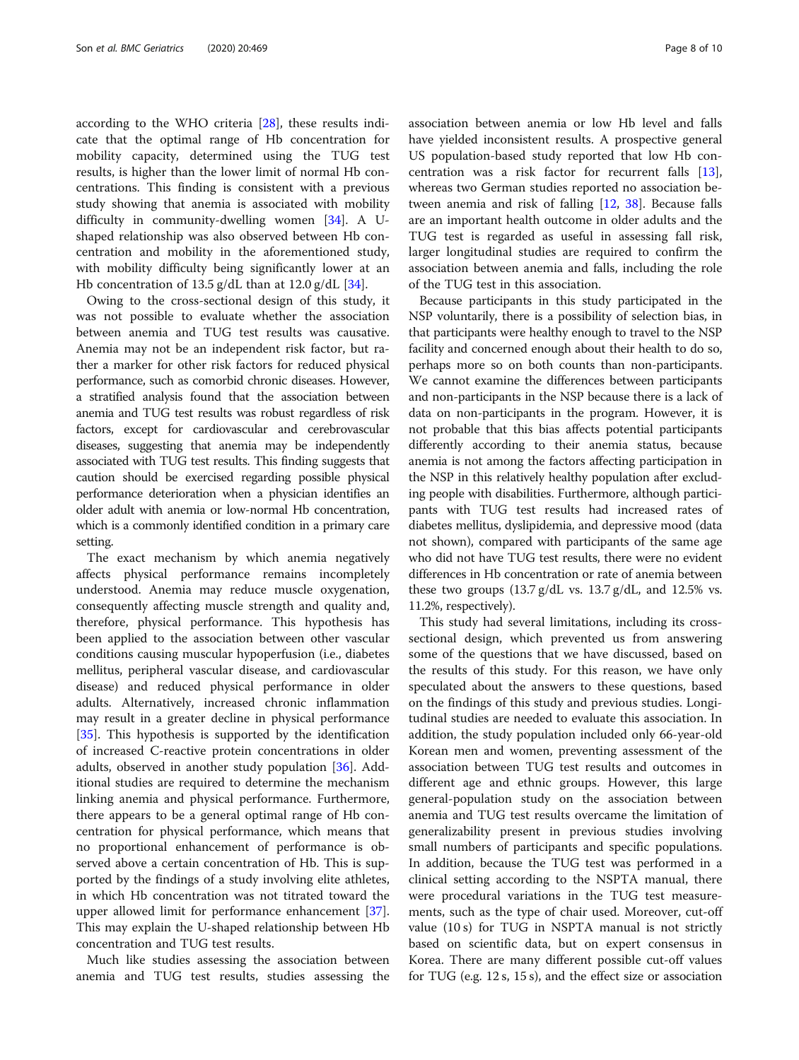according to the WHO criteria [28], these results indicate that the optimal range of Hb concentration for mobility capacity, determined using the TUG test results, is higher than the lower limit of normal Hb concentrations. This finding is consistent with a previous study showing that anemia is associated with mobility difficulty in community-dwelling women [34]. A U-shaped relationship was also observed between Hb concentration and mobility in the aforementioned study, with mobility difficulty being significantly lower at an Hb concentration of 13.5 g/dL than at 12.0 g/dL [34].

Owing to the cross-sectional design of this study, it was not possible to evaluate whether the association between anemia and TUG test results was causative. Anemia may not be an independent risk factor, but rather a marker for other risk factors for reduced physical performance, such as comorbid chronic diseases. However, a stratified analysis found that the association between anemia and TUG test results was robust regardless of risk factors, except for cardiovascular and cerebrovascular diseases, suggesting that anemia may be independently associated with TUG test results. This finding suggests that caution should be exercised regarding possible physical performance deterioration when a physician identifies an older adult with anemia or low-normal Hb concentration, which is a commonly identified condition in a primary care setting.

The exact mechanism by which anemia negatively affects physical performance remains incompletely understood. Anemia may reduce muscle oxygenation, consequently affecting muscle strength and quality and, therefore, physical performance. This hypothesis has been applied to the association between other vascular conditions causing muscular hypoperfusion (i.e., diabetes mellitus, peripheral vascular disease, and cardiovascular disease) and reduced physical performance in older adults. Alternatively, increased chronic inflammation may result in a greater decline in physical performance [35]. This hypothesis is supported by the identification of increased C-reactive protein concentrations in older adults, observed in another study population [36]. Additional studies are required to determine the mechanism linking anemia and physical performance. Furthermore, there appears to be a general optimal range of Hb concentration for physical performance, which means that no proportional enhancement of performance is observed above a certain concentration of Hb. This is supported by the findings of a study involving elite athletes, in which Hb concentration was not titrated toward the upper allowed limit for performance enhancement [37]. This may explain the U-shaped relationship between Hb concentration and TUG test results.

Much like studies assessing the association between anemia and TUG test results, studies assessing the association between anemia or low Hb level and falls have yielded inconsistent results. A prospective general US population-based study reported that low Hb concentration was a risk factor for recurrent falls [13], whereas two German studies reported no association between anemia and risk of falling [12, 38]. Because falls are an important health outcome in older adults and the TUG test is regarded as useful in assessing fall risk, larger longitudinal studies are required to confirm the association between anemia and falls, including the role of the TUG test in this association.

Because participants in this study participated in the NSP voluntarily, there is a possibility of selection bias, in that participants were healthy enough to travel to the NSP facility and concerned enough about their health to do so, perhaps more so on both counts than non-participants. We cannot examine the differences between participants and non-participants in the NSP because there is a lack of data on non-participants in the program. However, it is not probable that this bias affects potential participants differently according to their anemia status, because anemia is not among the factors affecting participation in the NSP in this relatively healthy population after excluding people with disabilities. Furthermore, although participants with TUG test results had increased rates of diabetes mellitus, dyslipidemia, and depressive mood (data not shown), compared with participants of the same age who did not have TUG test results, there were no evident differences in Hb concentration or rate of anemia between these two groups (13.7 g/dL vs. 13.7 g/dL, and 12.5% vs. 11.2%, respectively).

This study had several limitations, including its cross-sectional design, which prevented us from answering some of the questions that we have discussed, based on the results of this study. For this reason, we have only speculated about the answers to these questions, based on the findings of this study and previous studies. Longitudinal studies are needed to evaluate this association. In addition, the study population included only 66-year-old Korean men and women, preventing assessment of the association between TUG test results and outcomes in different age and ethnic groups. However, this large general-population study on the association between anemia and TUG test results overcame the limitation of generalizability present in previous studies involving small numbers of participants and specific populations. In addition, because the TUG test was performed in a clinical setting according to the NSPTA manual, there were procedural variations in the TUG test measurements, such as the type of chair used. Moreover, cut-off value (10 s) for TUG in NSPTA manual is not strictly based on scientific data, but on expert consensus in Korea. There are many different possible cut-off values for TUG (e.g. 12 s, 15 s), and the effect size or association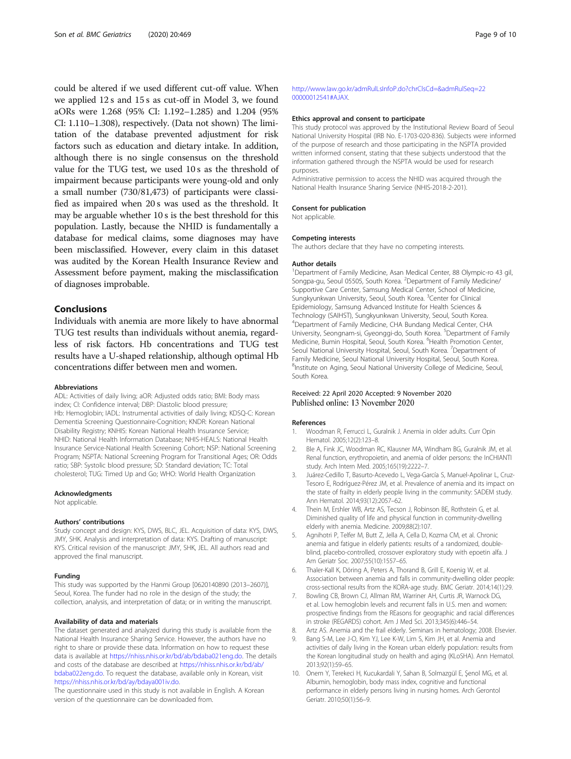could be altered if we used different cut-off value. When we applied 12 s and 15 s as cut-off in Model 3, we found aORs were 1.268 (95% CI: 1.192–1.285) and 1.204 (95% CI: 1.110–1.308), respectively. (Data not shown) The limitation of the database prevented adjustment for risk factors such as education and dietary intake. In addition, although there is no single consensus on the threshold value for the TUG test, we used 10 s as the threshold of impairment because participants were young-old and only a small number (730/81,473) of participants were classified as impaired when 20 s was used as the threshold. It may be arguable whether 10 s is the best threshold for this population. Lastly, because the NHID is fundamentally a database for medical claims, some diagnoses may have been misclassified. However, every claim in this dataset was audited by the Korean Health Insurance Review and Assessment before payment, making the misclassification of diagnoses improbable.

## Conclusions

Individuals with anemia are more likely to have abnormal TUG test results than individuals without anemia, regardless of risk factors. Hb concentrations and TUG test results have a U-shaped relationship, although optimal Hb concentrations differ between men and women.

#### Abbreviations

ADL: Activities of daily living; aOR: Adjusted odds ratio; BMI: Body mass index; CI: Confidence interval; DBP: Diastolic blood pressure; Hb: Hemoglobin; IADL: Instrumental activities of daily living; KDSQ-C: Korean Dementia Screening Questionnaire-Cognition; KNDR: Korean National Disability Registry; KNHIS: Korean National Health Insurance Service; NHID: National Health Information Database; NHIS-HEALS: National Health Insurance Service-National Health Screening Cohort; NSP: National Screening Program; NSPTA: National Screening Program for Transitional Ages; OR: Odds ratio; SBP: Systolic blood pressure; SD: Standard deviation; TC: Total cholesterol; TUG: Timed Up and Go; WHO: World Health Organization

#### Acknowledgments

Not applicable.

#### Authors' contributions

Study concept and design: KYS, DWS, BLC, JEL. Acquisition of data: KYS, DWS, JMY, SHK. Analysis and interpretation of data: KYS. Drafting of manuscript: KYS. Critical revision of the manuscript: JMY, SHK, JEL. All authors read and approved the final manuscript.

#### Funding

This study was supported by the Hanmi Group [0620140890 (2013–2607)], Seoul, Korea. The funder had no role in the design of the study; the collection, analysis, and interpretation of data; or in writing the manuscript.

#### Availability of data and materials

The dataset generated and analyzed during this study is available from the National Health Insurance Sharing Service. However, the authors have no right to share or provide these data. Information on how to request these data is available at https://nhiss.nhis.or.kr/bd/ab/bdaba021eng.do. The details and costs of the database are described at https://nhiss.nhis.or.kr/bd/ab/bdaba022eng.do. To request the database, available only in Korean, visit https://nhiss.nhis.or.kr/bd/ay/bdaya001iv.do.

The questionnaire used in this study is not available in English. A Korean version of the questionnaire can be downloaded from.

http://www.law.go.kr/admRulLsInfoP.do?chrClsCd=&admRulSeq=2200000012541#AJAX.

#### Ethics approval and consent to participate

This study protocol was approved by the Institutional Review Board of Seoul National University Hospital (IRB No. E-1703-020-836). Subjects were informed of the purpose of research and those participating in the NSPTA provided written informed consent, stating that these subjects understood that the information gathered through the NSPTA would be used for research purposes.

Administrative permission to access the NHID was acquired through the National Health Insurance Sharing Service (NHIS-2018-2-201).

#### Consent for publication

Not applicable.

#### Competing interests

The authors declare that they have no competing interests.

#### Author details

[1]Department of Family Medicine, Asan Medical Center, 88 Olympic-ro 43 gil, Songpa-gu, Seoul 05505, South Korea. [2]Department of Family Medicine/Supportive Care Center, Samsung Medical Center, School of Medicine, Sungkyunkwan University, Seoul, South Korea. [3]Center for Clinical Epidemiology, Samsung Advanced Institute for Health Sciences & Technology (SAIHST), Sungkyunkwan University, Seoul, South Korea. [4]Department of Family Medicine, CHA Bundang Medical Center, CHA University, Seongnam-si, Gyeonggi-do, South Korea. [5]Department of Family Medicine, Bumin Hospital, Seoul, South Korea. [6]Health Promotion Center, Seoul National University Hospital, Seoul, South Korea. [7]Department of Family Medicine, Seoul National University Hospital, Seoul, South Korea. [8]Institute on Aging, Seoul National University College of Medicine, Seoul, South Korea.

Received: 22 April 2020 Accepted: 9 November 2020
Published online: 13 November 2020

#### References

1. Woodman R, Ferrucci L, Guralnik J. Anemia in older adults. Curr Opin Hematol. 2005;12(2):123–8.
2. Ble A, Fink JC, Woodman RC, Klausner MA, Windham BG, Guralnik JM, et al. Renal function, erythropoietin, and anemia of older persons: the InCHIANTI study. Arch Intern Med. 2005;165(19):2222–7.
3. Juárez-Cedillo T, Basurto-Acevedo L, Vega-García S, Manuel-Apolinar L, Cruz-Tesoro E, Rodríguez-Pérez JM, et al. Prevalence of anemia and its impact on the state of frailty in elderly people living in the community: SADEM study. Ann Hematol. 2014;93(12):2057–62.
4. Thein M, Ershler WB, Artz AS, Tecson J, Robinson BE, Rothstein G, et al. Diminished quality of life and physical function in community-dwelling elderly with anemia. Medicine. 2009;88(2):107.
5. Agnihotri P, Telfer M, Butt Z, Jella A, Cella D, Kozma CM, et al. Chronic anemia and fatigue in elderly patients: results of a randomized, double-blind, placebo-controlled, crossover exploratory study with epoetin alfa. J Am Geriatr Soc. 2007;55(10):1557–65.
6. Thaler-Kall K, Döring A, Peters A, Thorand B, Grill E, Koenig W, et al. Association between anemia and falls in community-dwelling older people: cross-sectional results from the KORA-age study. BMC Geriatr. 2014;14(1):29.
7. Bowling CB, Brown CJ, Allman RM, Warriner AH, Curtis JR, Warnock DG, et al. Low hemoglobin levels and recurrent falls in U.S. men and women: prospective findings from the REasons for geographic and racial differences in stroke (REGARDS) cohort. Am J Med Sci. 2013;345(6):446–54.
8. Artz AS. Anemia and the frail elderly. Seminars in hematology; 2008. Elsevier.
9. Bang S-M, Lee J-O, Kim YJ, Lee K-W, Lim S, Kim JH, et al. Anemia and activities of daily living in the Korean urban elderly population: results from the Korean longitudinal study on health and aging (KLoSHA). Ann Hematol. 2013;92(1):59–65.
10. Onem Y, Terekeci H, Kucukardali Y, Sahan B, Solmazgül E, Şenol MG, et al. Albumin, hemoglobin, body mass index, cognitive and functional performance in elderly persons living in nursing homes. Arch Gerontol Geriatr. 2010;50(1):56–9.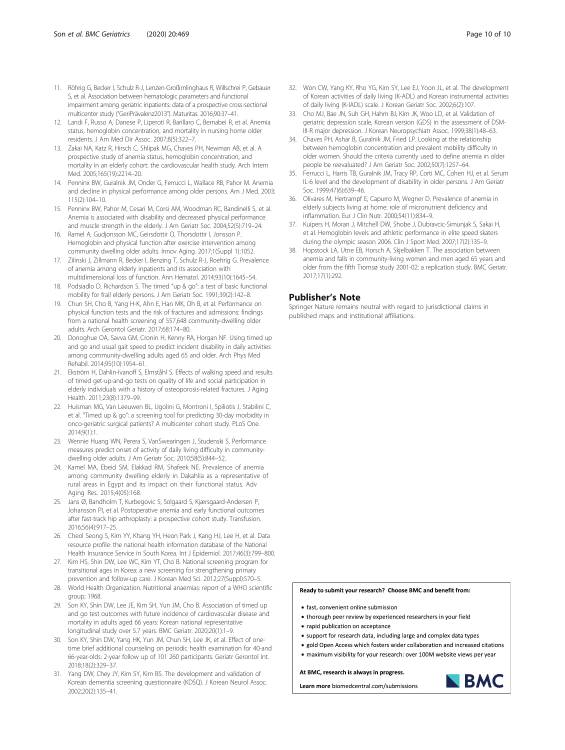11. Röhrig G, Becker I, Schulz R-J, Lenzen-Großimlinghaus R, Willschrei P, Gebauer S, et al. Association between hematologic parameters and functional impairment among geriatric inpatients: data of a prospective cross-sectional multicenter study ("GeriPrävalenz2013"). Maturitas. 2016;90:37–41.
12. Landi F, Russo A, Danese P, Liperoti R, Barillaro C, Bernabei R, et al. Anemia status, hemoglobin concentration, and mortality in nursing home older residents. J Am Med Dir Assoc. 2007;8(5):322–7.
13. Zakai NA, Katz R, Hirsch C, Shlipak MG, Chaves PH, Newman AB, et al. A prospective study of anemia status, hemoglobin concentration, and mortality in an elderly cohort: the cardiovascular health study. Arch Intern Med. 2005;165(19):2214–20.
14. Penninx BW, Guralnik JM, Onder G, Ferrucci L, Wallace RB, Pahor M. Anemia and decline in physical performance among older persons. Am J Med. 2003;115(2):104–10.
15. Penninx BW, Pahor M, Cesari M, Corsi AM, Woodman RC, Bandinelli S, et al. Anemia is associated with disability and decreased physical performance and muscle strength in the elderly. J Am Geriatr Soc. 2004;52(5):719–24.
16. Ramel A, Gudjonsson MC, Geirsdottir O, Thorsdottir I, Jonsson P. Hemoglobin and physical function after exercise intervention among community dwelling older adults. Innov Aging. 2017;1(Suppl 1):1052.
17. Zilinski J, Zillmann R, Becker I, Benzing T, Schulz R-J, Roehrig G. Prevalence of anemia among elderly inpatients and its association with multidimensional loss of function. Ann Hematol. 2014;93(10):1645–54.
18. Podsiadlo D, Richardson S. The timed "up & go": a test of basic functional mobility for frail elderly persons. J Am Geriatr Soc. 1991;39(2):142–8.
19. Chun SH, Cho B, Yang H-K, Ahn E, Han MK, Oh B, et al. Performance on physical function tests and the risk of fractures and admissions: findings from a national health screening of 557,648 community-dwelling older adults. Arch Gerontol Geriatr. 2017;68:174–80.
20. Donoghue OA, Savva GM, Cronin H, Kenny RA, Horgan NF. Using timed up and go and usual gait speed to predict incident disability in daily activities among community-dwelling adults aged 65 and older. Arch Phys Med Rehabil. 2014;95(10):1954–61.
21. Ekström H, Dahlin-Ivanoff S, Elmståhl S. Effects of walking speed and results of timed get-up-and-go tests on quality of life and social participation in elderly individuals with a history of osteoporosis-related fractures. J Aging Health. 2011;23(8):1379–99.
22. Huisman MG, Van Leeuwen BL, Ugolini G, Montroni I, Spiliotis J, Stabilini C, et al. "Timed up & go": a screening tool for predicting 30-day morbidity in onco-geriatric surgical patients? A multicenter cohort study. PLoS One. 2014;9(1):1.
23. Wennie Huang WN, Perera S, VanSwearingen J, Studenski S. Performance measures predict onset of activity of daily living difficulty in community-dwelling older adults. J Am Geriatr Soc. 2010;58(5):844–52.
24. Kamel MA, Ebeid SM, Elakkad RM, Shafeek NE. Prevalence of anemia among community dwelling elderly in Dakahlia as a representative of rural areas in Egypt and its impact on their functional status. Adv Aging Res. 2015;4(05):168.
25. Jans Ø, Bandholm T, Kurbegovic S, Solgaard S, Kjærsgaard-Andersen P, Johansson PI, et al. Postoperative anemia and early functional outcomes after fast-track hip arthroplasty: a prospective cohort study. Transfusion. 2016;56(4):917–25.
26. Cheol Seong S, Kim YY, Khang YH, Heon Park J, Kang HJ, Lee H, et al. Data resource profile: the national health information database of the National Health Insurance Service in South Korea. Int J Epidemiol. 2017;46(3):799–800.
27. Kim HS, Shin DW, Lee WC, Kim YT, Cho B. National screening program for transitional ages in Korea: a new screening for strengthening primary prevention and follow-up care. J Korean Med Sci. 2012;27(Suppl):S70–5.
28. World Health Organization. Nutritional anaemias: report of a WHO scientific group; 1968.
29. Son KY, Shin DW, Lee JE, Kim SH, Yun JM, Cho B. Association of timed up and go test outcomes with future incidence of cardiovascular disease and mortality in adults aged 66 years: Korean national representative longitudinal study over 5.7 years. BMC Geriatr. 2020;20(1):1–9.
30. Son KY, Shin DW, Yang HK, Yun JM, Chun SH, Lee JK, et al. Effect of one-time brief additional counseling on periodic health examination for 40-and 66-year-olds: 2-year follow up of 101 260 participants. Geriatr Gerontol Int. 2018;18(2):329–37.
31. Yang DW, Chey JY, Kim SY, Kim BS. The development and validation of Korean dementia screening questionnaire (KDSQ). J Korean Neurol Assoc. 2002;20(2):135–41.
32. Won CW, Yang KY, Rho YG, Kim SY, Lee EJ, Yoon JL, et al. The development of Korean activities of daily living (K-ADL) and Korean instrumental activities of daily living (K-IADL) scale. J Korean Geriatr Soc. 2002;6(2):107.
33. Cho MJ, Bae JN, Suh GH, Hahm BJ, Kim JK, Woo LD, et al. Validation of geriatric depression scale, Korean version (GDS) in the assessment of DSM-III-R major depression. J Korean Neuropsychiatr Assoc. 1999;38(1):48–63.
34. Chaves PH, Ashar B, Guralnik JM, Fried LP. Looking at the relationship between hemoglobin concentration and prevalent mobility difficulty in older women. Should the criteria currently used to define anemia in older people be reevaluated? J Am Geriatr Soc. 2002;50(7):1257–64.
35. Ferrucci L, Harris TB, Guralnik JM, Tracy RP, Corti MC, Cohen HJ, et al. Serum IL-6 level and the development of disability in older persons. J Am Geriatr Soc. 1999;47(6):639–46.
36. Olivares M, Hertrampf E, Capurro M, Wegner D. Prevalence of anemia in elderly subjects living at home: role of micronutrient deficiency and inflammation. Eur J Clin Nutr. 2000;54(11):834–9.
37. Kuipers H, Moran J, Mitchell DW, Shobe J, Dubravcic-Simunjak S, Sakai H, et al. Hemoglobin levels and athletic performance in elite speed skaters during the olympic season 2006. Clin J Sport Med. 2007;17(2):135–9.
38. Hopstock LA, Utne EB, Horsch A, Skjelbakken T. The association between anemia and falls in community-living women and men aged 65 years and older from the fifth Tromsø study 2001-02: a replication study. BMC Geriatr. 2017;17(1):292.

## Publisher's Note

Springer Nature remains neutral with regard to jurisdictional claims in published maps and institutional affiliations.

**Ready to submit your research? Choose BMC and benefit from:**

- fast, convenient online submission
- thorough peer review by experienced researchers in your field
- rapid publication on acceptance
- support for research data, including large and complex data types
- gold Open Access which fosters wider collaboration and increased citations
- maximum visibility for your research: over 100M website views per year

**At BMC, research is always in progress.**

**Learn more** biomedcentral.com/submissions